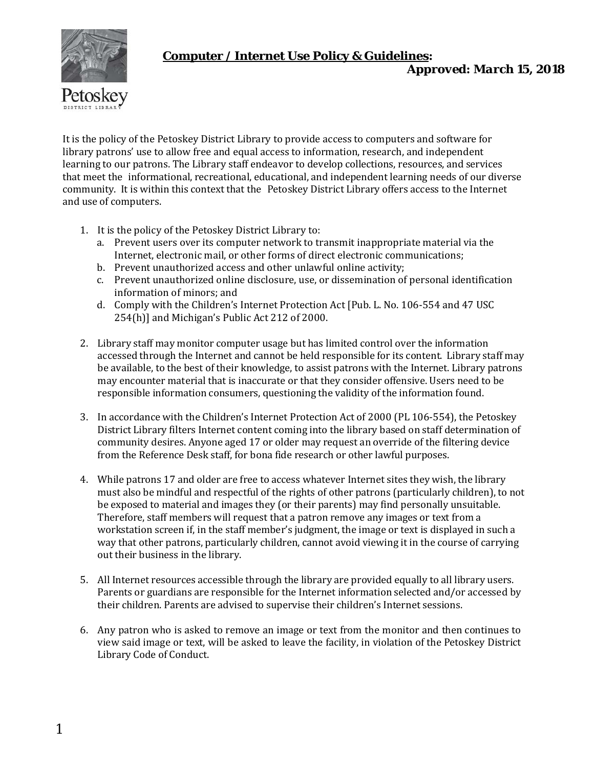**Computer / Internet Use Policy & Guidelines:**

***Approved: March 15, 2018***

Petoskey District Library

It is the policy of the Petoskey District Library to provide access to computers and software for library patrons' use to allow free and equal access to information, research, and independent learning to our patrons. The Library staff endeavor to develop collections, resources, and services that meet the informational, recreational, educational, and independent learning needs of our diverse community. It is within this context that the Petoskey District Library offers access to the Internet and use of computers.

1. It is the policy of the Petoskey District Library to:
   a. Prevent users over its computer network to transmit inappropriate material via the Internet, electronic mail, or other forms of direct electronic communications;
   b. Prevent unauthorized access and other unlawful online activity;
   c. Prevent unauthorized online disclosure, use, or dissemination of personal identification information of minors; and
   d. Comply with the Children's Internet Protection Act [Pub. L. No. 106-554 and 47 USC 254(h)] and Michigan's Public Act 212 of 2000.

2. Library staff may monitor computer usage but has limited control over the information accessed through the Internet and cannot be held responsible for its content. Library staff may be available, to the best of their knowledge, to assist patrons with the Internet. Library patrons may encounter material that is inaccurate or that they consider offensive. Users need to be responsible information consumers, questioning the validity of the information found.

3. In accordance with the Children's Internet Protection Act of 2000 (PL 106-554), the Petoskey District Library filters Internet content coming into the library based on staff determination of community desires. Anyone aged 17 or older may request an override of the filtering device from the Reference Desk staff, for bona fide research or other lawful purposes.

4. While patrons 17 and older are free to access whatever Internet sites they wish, the library must also be mindful and respectful of the rights of other patrons (particularly children), to not be exposed to material and images they (or their parents) may find personally unsuitable. Therefore, staff members will request that a patron remove any images or text from a workstation screen if, in the staff member's judgment, the image or text is displayed in such a way that other patrons, particularly children, cannot avoid viewing it in the course of carrying out their business in the library.

5. All Internet resources accessible through the library are provided equally to all library users. Parents or guardians are responsible for the Internet information selected and/or accessed by their children. Parents are advised to supervise their children's Internet sessions.

6. Any patron who is asked to remove an image or text from the monitor and then continues to view said image or text, will be asked to leave the facility, in violation of the Petoskey District Library Code of Conduct.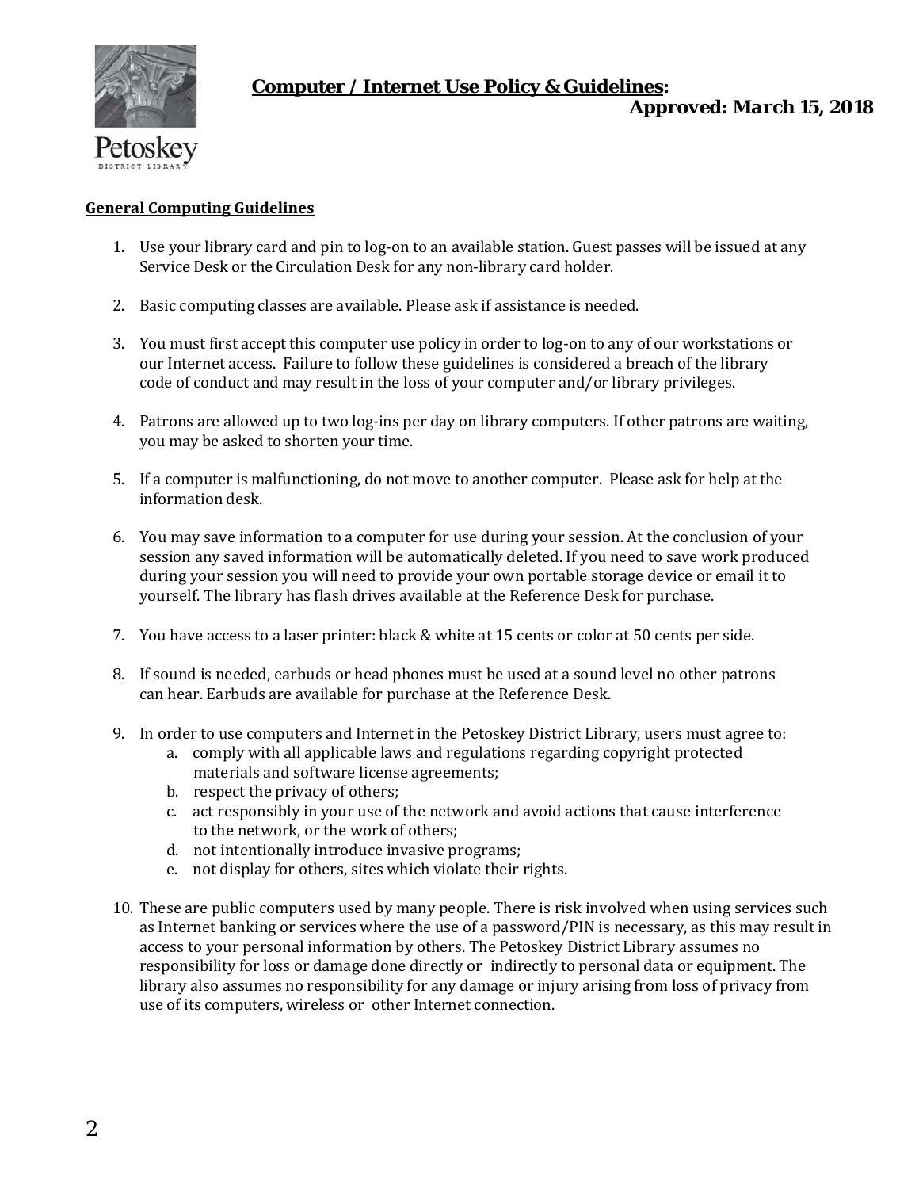**Computer / Internet Use Policy & Guidelines:**

**Approved: March 15, 2018**

Petoskey District Library

## General Computing Guidelines

1. Use your library card and pin to log-on to an available station. Guest passes will be issued at any Service Desk or the Circulation Desk for any non-library card holder.

2. Basic computing classes are available. Please ask if assistance is needed.

3. You must first accept this computer use policy in order to log-on to any of our workstations or our Internet access. Failure to follow these guidelines is considered a breach of the library code of conduct and may result in the loss of your computer and/or library privileges.

4. Patrons are allowed up to two log-ins per day on library computers. If other patrons are waiting, you may be asked to shorten your time.

5. If a computer is malfunctioning, do not move to another computer. Please ask for help at the information desk.

6. You may save information to a computer for use during your session. At the conclusion of your session any saved information will be automatically deleted. If you need to save work produced during your session you will need to provide your own portable storage device or email it to yourself. The library has flash drives available at the Reference Desk for purchase.

7. You have access to a laser printer: black & white at 15 cents or color at 50 cents per side.

8. If sound is needed, earbuds or head phones must be used at a sound level no other patrons can hear. Earbuds are available for purchase at the Reference Desk.

9. In order to use computers and Internet in the Petoskey District Library, users must agree to:
   a. comply with all applicable laws and regulations regarding copyright protected materials and software license agreements;
   b. respect the privacy of others;
   c. act responsibly in your use of the network and avoid actions that cause interference to the network, or the work of others;
   d. not intentionally introduce invasive programs;
   e. not display for others, sites which violate their rights.

10. These are public computers used by many people. There is risk involved when using services such as Internet banking or services where the use of a password/PIN is necessary, as this may result in access to your personal information by others. The Petoskey District Library assumes no responsibility for loss or damage done directly or indirectly to personal data or equipment. The library also assumes no responsibility for any damage or injury arising from loss of privacy from use of its computers, wireless or other Internet connection.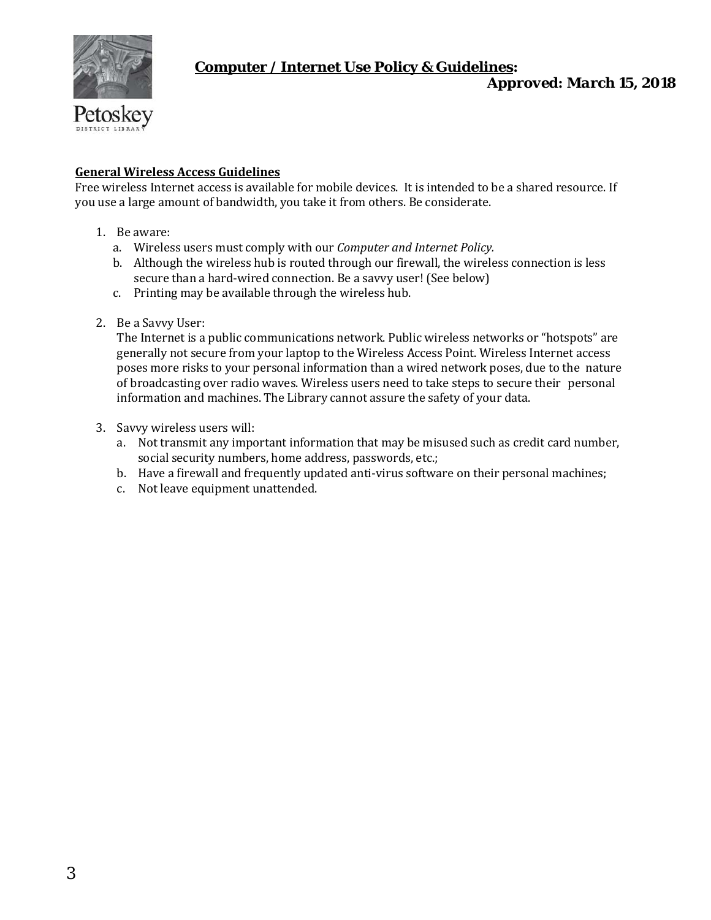**Computer / Internet Use Policy & Guidelines:**

**Approved: March 15, 2018**

## General Wireless Access Guidelines

Free wireless Internet access is available for mobile devices. It is intended to be a shared resource. If you use a large amount of bandwidth, you take it from others. Be considerate.

1. Be aware:
   a. Wireless users must comply with our *Computer and Internet Policy.*
   b. Although the wireless hub is routed through our firewall, the wireless connection is less secure than a hard-wired connection. Be a savvy user! (See below)
   c. Printing may be available through the wireless hub.

2. Be a Savvy User:
   The Internet is a public communications network. Public wireless networks or "hotspots" are generally not secure from your laptop to the Wireless Access Point. Wireless Internet access poses more risks to your personal information than a wired network poses, due to the nature of broadcasting over radio waves. Wireless users need to take steps to secure their personal information and machines. The Library cannot assure the safety of your data.

3. Savvy wireless users will:
   a. Not transmit any important information that may be misused such as credit card number, social security numbers, home address, passwords, etc.;
   b. Have a firewall and frequently updated anti-virus software on their personal machines;
   c. Not leave equipment unattended.